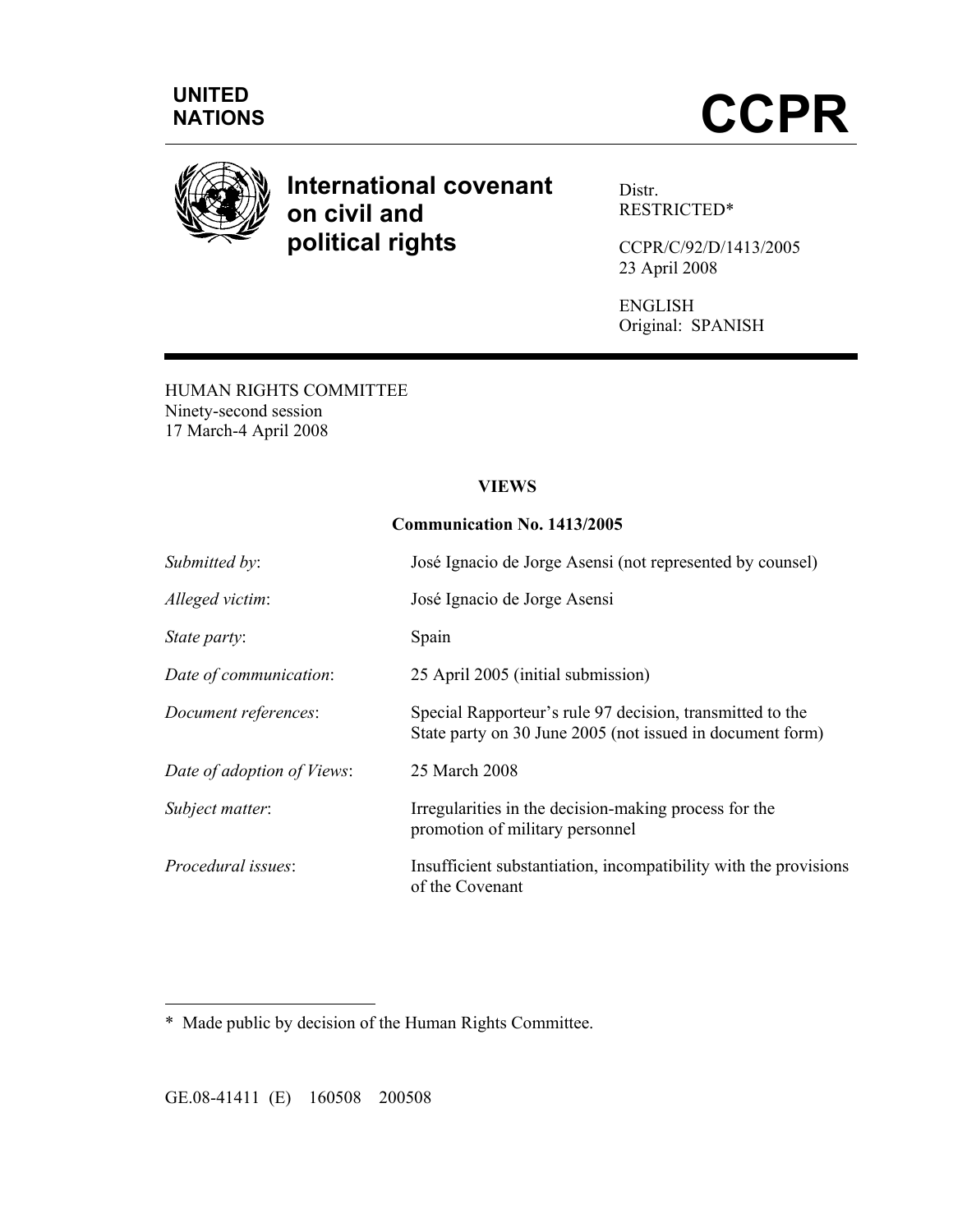**UNITED NATIONS**

# CCPR

## International covenant on civil and political rights

Distr.
RESTRICTED*

CCPR/C/92/D/1413/2005
23 April 2008

ENGLISH
Original: SPANISH

HUMAN RIGHTS COMMITTEE
Ninety-second session
17 March-4 April 2008

**VIEWS**

**Communication No. 1413/2005**

| | |
|---|---|
| *Submitted by*: | José Ignacio de Jorge Asensi (not represented by counsel) |
| *Alleged victim*: | José Ignacio de Jorge Asensi |
| *State party*: | Spain |
| *Date of communication*: | 25 April 2005 (initial submission) |
| *Document references*: | Special Rapporteur's rule 97 decision, transmitted to the State party on 30 June 2005 (not issued in document form) |
| *Date of adoption of Views*: | 25 March 2008 |
| *Subject matter*: | Irregularities in the decision-making process for the promotion of military personnel |
| *Procedural issues*: | Insufficient substantiation, incompatibility with the provisions of the Covenant |

\* Made public by decision of the Human Rights Committee.

GE.08-41411 (E) 160508 200508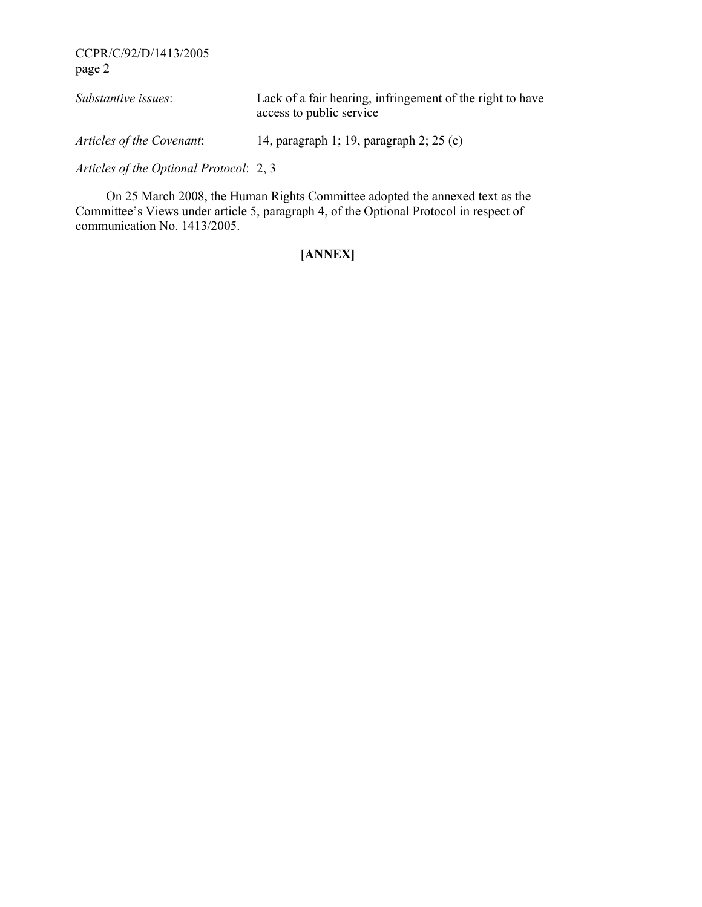*Substantive issues*: Lack of a fair hearing, infringement of the right to have access to public service

*Articles of the Covenant*: 14, paragraph 1; 19, paragraph 2; 25 (c)

*Articles of the Optional Protocol*: 2, 3

On 25 March 2008, the Human Rights Committee adopted the annexed text as the Committee's Views under article 5, paragraph 4, of the Optional Protocol in respect of communication No. 1413/2005.

**[ANNEX]**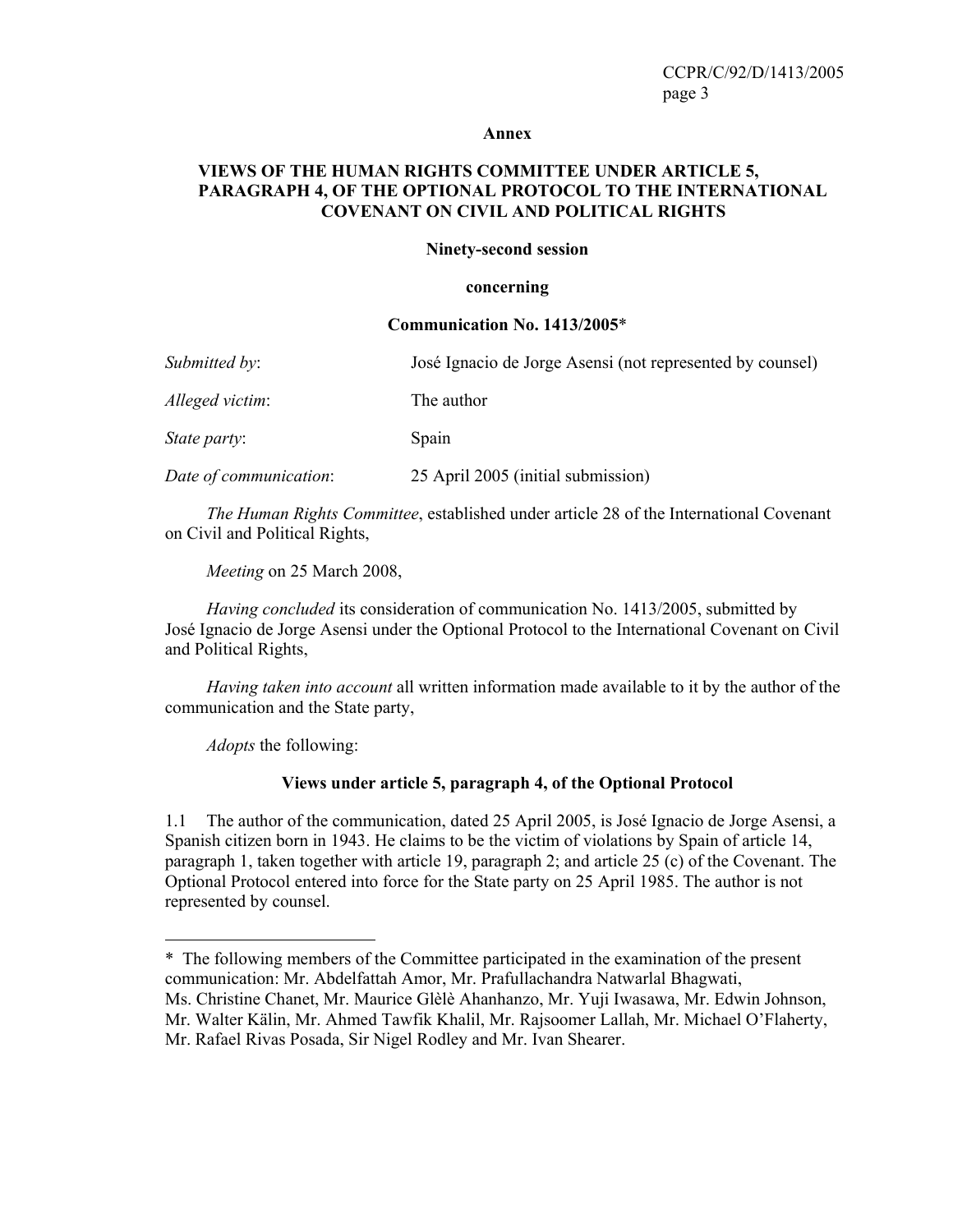**Annex**

**VIEWS OF THE HUMAN RIGHTS COMMITTEE UNDER ARTICLE 5, PARAGRAPH 4, OF THE OPTIONAL PROTOCOL TO THE INTERNATIONAL COVENANT ON CIVIL AND POLITICAL RIGHTS**

**Ninety-second session**

**concerning**

**Communication No. 1413/2005***

| | |
|---|---|
| *Submitted by*: | José Ignacio de Jorge Asensi (not represented by counsel) |
| *Alleged victim*: | The author |
| *State party*: | Spain |
| *Date of communication*: | 25 April 2005 (initial submission) |

*The Human Rights Committee*, established under article 28 of the International Covenant on Civil and Political Rights,

*Meeting* on 25 March 2008,

*Having concluded* its consideration of communication No. 1413/2005, submitted by José Ignacio de Jorge Asensi under the Optional Protocol to the International Covenant on Civil and Political Rights,

*Having taken into account* all written information made available to it by the author of the communication and the State party,

*Adopts* the following:

**Views under article 5, paragraph 4, of the Optional Protocol**

1.1 The author of the communication, dated 25 April 2005, is José Ignacio de Jorge Asensi, a Spanish citizen born in 1943. He claims to be the victim of violations by Spain of article 14, paragraph 1, taken together with article 19, paragraph 2; and article 25 (c) of the Covenant. The Optional Protocol entered into force for the State party on 25 April 1985. The author is not represented by counsel.

---

* The following members of the Committee participated in the examination of the present communication: Mr. Abdelfattah Amor, Mr. Prafullachandra Natwarlal Bhagwati, Ms. Christine Chanet, Mr. Maurice Glèlè Ahanhanzo, Mr. Yuji Iwasawa, Mr. Edwin Johnson, Mr. Walter Kälin, Mr. Ahmed Tawfik Khalil, Mr. Rajsoomer Lallah, Mr. Michael O'Flaherty, Mr. Rafael Rivas Posada, Sir Nigel Rodley and Mr. Ivan Shearer.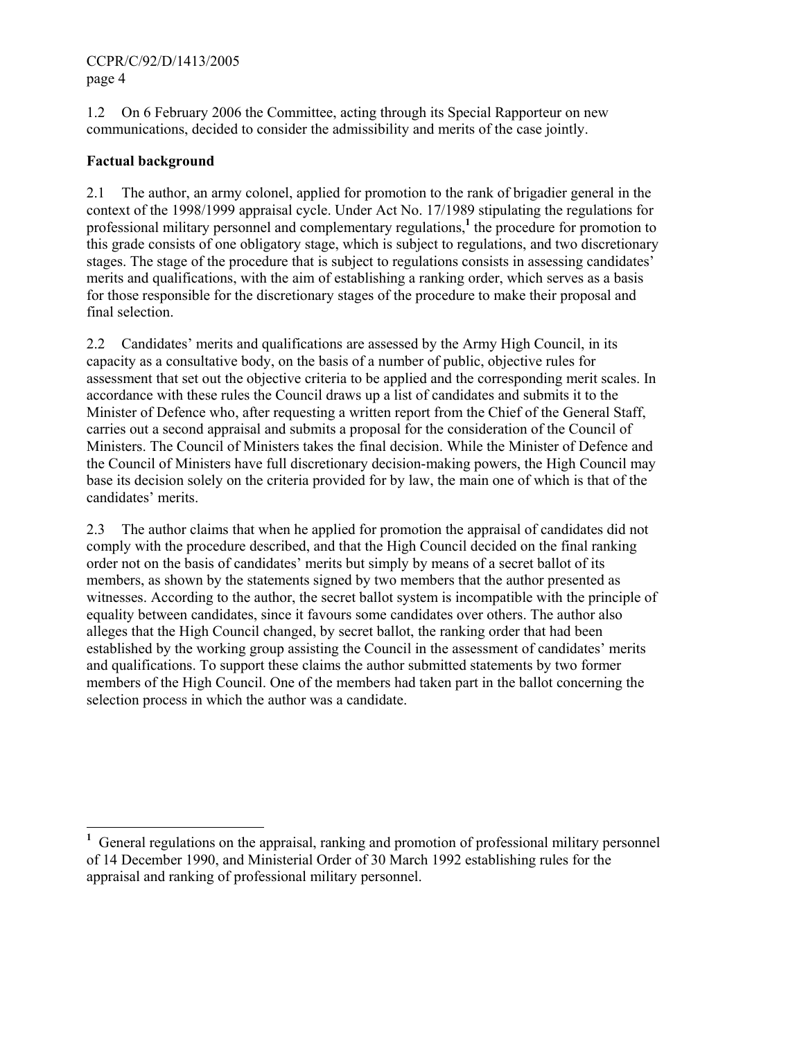1.2 On 6 February 2006 the Committee, acting through its Special Rapporteur on new communications, decided to consider the admissibility and merits of the case jointly.

**Factual background**

2.1 The author, an army colonel, applied for promotion to the rank of brigadier general in the context of the 1998/1999 appraisal cycle. Under Act No. 17/1989 stipulating the regulations for professional military personnel and complementary regulations,[1] the procedure for promotion to this grade consists of one obligatory stage, which is subject to regulations, and two discretionary stages. The stage of the procedure that is subject to regulations consists in assessing candidates' merits and qualifications, with the aim of establishing a ranking order, which serves as a basis for those responsible for the discretionary stages of the procedure to make their proposal and final selection.

2.2 Candidates' merits and qualifications are assessed by the Army High Council, in its capacity as a consultative body, on the basis of a number of public, objective rules for assessment that set out the objective criteria to be applied and the corresponding merit scales. In accordance with these rules the Council draws up a list of candidates and submits it to the Minister of Defence who, after requesting a written report from the Chief of the General Staff, carries out a second appraisal and submits a proposal for the consideration of the Council of Ministers. The Council of Ministers takes the final decision. While the Minister of Defence and the Council of Ministers have full discretionary decision-making powers, the High Council may base its decision solely on the criteria provided for by law, the main one of which is that of the candidates' merits.

2.3 The author claims that when he applied for promotion the appraisal of candidates did not comply with the procedure described, and that the High Council decided on the final ranking order not on the basis of candidates' merits but simply by means of a secret ballot of its members, as shown by the statements signed by two members that the author presented as witnesses. According to the author, the secret ballot system is incompatible with the principle of equality between candidates, since it favours some candidates over others. The author also alleges that the High Council changed, by secret ballot, the ranking order that had been established by the working group assisting the Council in the assessment of candidates' merits and qualifications. To support these claims the author submitted statements by two former members of the High Council. One of the members had taken part in the ballot concerning the selection process in which the author was a candidate.

---

[1] General regulations on the appraisal, ranking and promotion of professional military personnel of 14 December 1990, and Ministerial Order of 30 March 1992 establishing rules for the appraisal and ranking of professional military personnel.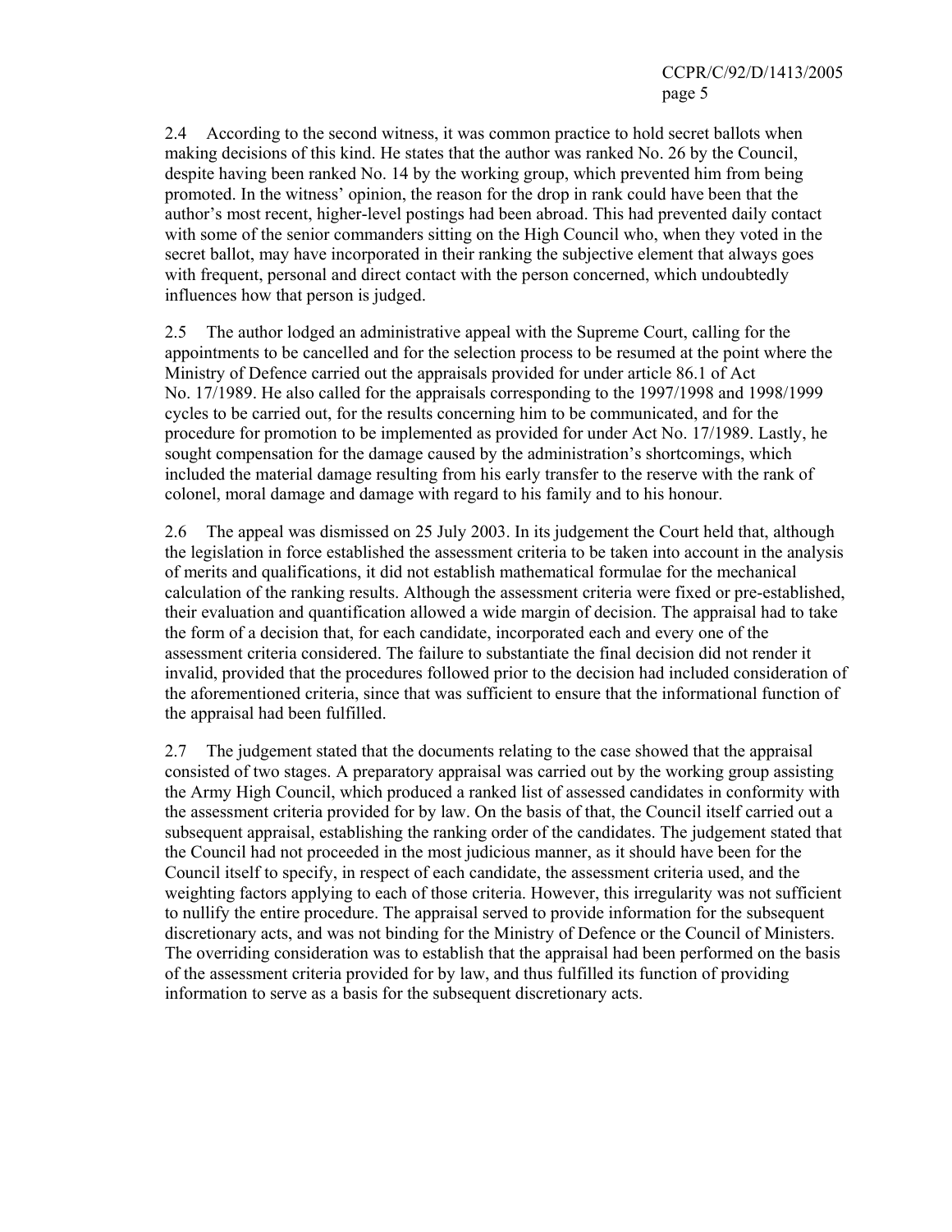2.4 According to the second witness, it was common practice to hold secret ballots when making decisions of this kind. He states that the author was ranked No. 26 by the Council, despite having been ranked No. 14 by the working group, which prevented him from being promoted. In the witness' opinion, the reason for the drop in rank could have been that the author's most recent, higher-level postings had been abroad. This had prevented daily contact with some of the senior commanders sitting on the High Council who, when they voted in the secret ballot, may have incorporated in their ranking the subjective element that always goes with frequent, personal and direct contact with the person concerned, which undoubtedly influences how that person is judged.

2.5 The author lodged an administrative appeal with the Supreme Court, calling for the appointments to be cancelled and for the selection process to be resumed at the point where the Ministry of Defence carried out the appraisals provided for under article 86.1 of Act No. 17/1989. He also called for the appraisals corresponding to the 1997/1998 and 1998/1999 cycles to be carried out, for the results concerning him to be communicated, and for the procedure for promotion to be implemented as provided for under Act No. 17/1989. Lastly, he sought compensation for the damage caused by the administration's shortcomings, which included the material damage resulting from his early transfer to the reserve with the rank of colonel, moral damage and damage with regard to his family and to his honour.

2.6 The appeal was dismissed on 25 July 2003. In its judgement the Court held that, although the legislation in force established the assessment criteria to be taken into account in the analysis of merits and qualifications, it did not establish mathematical formulae for the mechanical calculation of the ranking results. Although the assessment criteria were fixed or pre-established, their evaluation and quantification allowed a wide margin of decision. The appraisal had to take the form of a decision that, for each candidate, incorporated each and every one of the assessment criteria considered. The failure to substantiate the final decision did not render it invalid, provided that the procedures followed prior to the decision had included consideration of the aforementioned criteria, since that was sufficient to ensure that the informational function of the appraisal had been fulfilled.

2.7 The judgement stated that the documents relating to the case showed that the appraisal consisted of two stages. A preparatory appraisal was carried out by the working group assisting the Army High Council, which produced a ranked list of assessed candidates in conformity with the assessment criteria provided for by law. On the basis of that, the Council itself carried out a subsequent appraisal, establishing the ranking order of the candidates. The judgement stated that the Council had not proceeded in the most judicious manner, as it should have been for the Council itself to specify, in respect of each candidate, the assessment criteria used, and the weighting factors applying to each of those criteria. However, this irregularity was not sufficient to nullify the entire procedure. The appraisal served to provide information for the subsequent discretionary acts, and was not binding for the Ministry of Defence or the Council of Ministers. The overriding consideration was to establish that the appraisal had been performed on the basis of the assessment criteria provided for by law, and thus fulfilled its function of providing information to serve as a basis for the subsequent discretionary acts.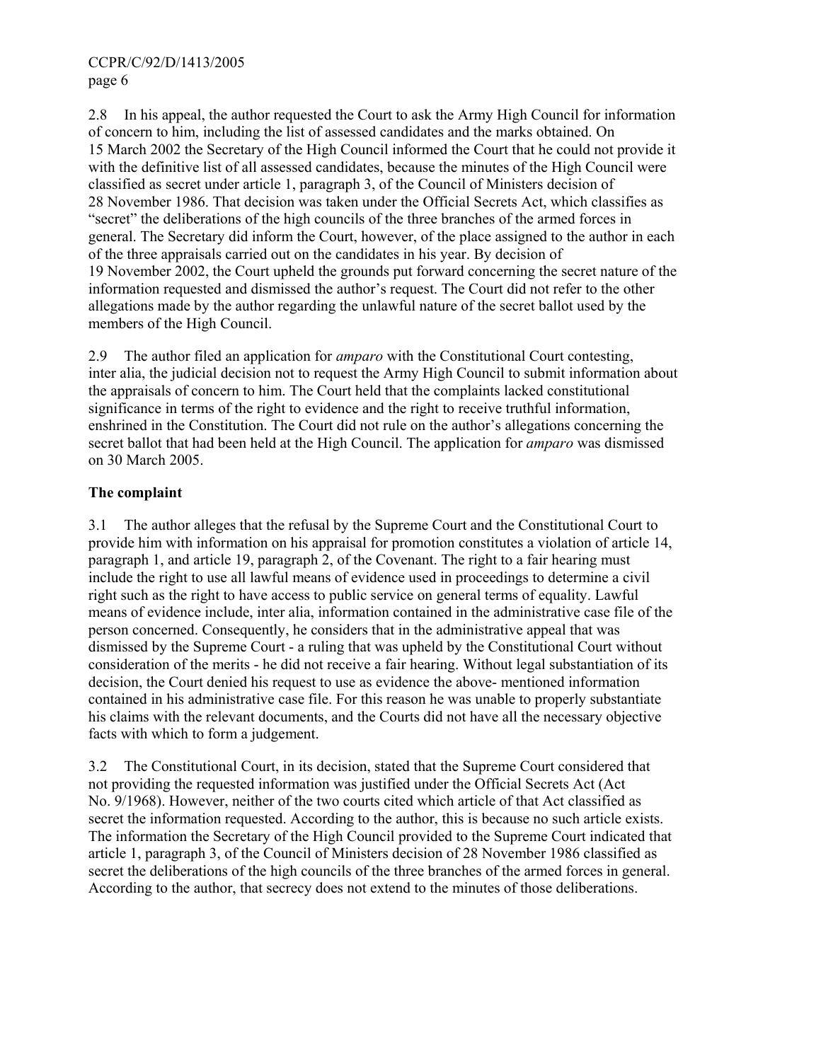2.8 In his appeal, the author requested the Court to ask the Army High Council for information of concern to him, including the list of assessed candidates and the marks obtained. On 15 March 2002 the Secretary of the High Council informed the Court that he could not provide it with the definitive list of all assessed candidates, because the minutes of the High Council were classified as secret under article 1, paragraph 3, of the Council of Ministers decision of 28 November 1986. That decision was taken under the Official Secrets Act, which classifies as "secret" the deliberations of the high councils of the three branches of the armed forces in general. The Secretary did inform the Court, however, of the place assigned to the author in each of the three appraisals carried out on the candidates in his year. By decision of 19 November 2002, the Court upheld the grounds put forward concerning the secret nature of the information requested and dismissed the author's request. The Court did not refer to the other allegations made by the author regarding the unlawful nature of the secret ballot used by the members of the High Council.

2.9 The author filed an application for *amparo* with the Constitutional Court contesting, inter alia, the judicial decision not to request the Army High Council to submit information about the appraisals of concern to him. The Court held that the complaints lacked constitutional significance in terms of the right to evidence and the right to receive truthful information, enshrined in the Constitution. The Court did not rule on the author's allegations concerning the secret ballot that had been held at the High Council. The application for *amparo* was dismissed on 30 March 2005.

**The complaint**

3.1 The author alleges that the refusal by the Supreme Court and the Constitutional Court to provide him with information on his appraisal for promotion constitutes a violation of article 14, paragraph 1, and article 19, paragraph 2, of the Covenant. The right to a fair hearing must include the right to use all lawful means of evidence used in proceedings to determine a civil right such as the right to have access to public service on general terms of equality. Lawful means of evidence include, inter alia, information contained in the administrative case file of the person concerned. Consequently, he considers that in the administrative appeal that was dismissed by the Supreme Court - a ruling that was upheld by the Constitutional Court without consideration of the merits - he did not receive a fair hearing. Without legal substantiation of its decision, the Court denied his request to use as evidence the above- mentioned information contained in his administrative case file. For this reason he was unable to properly substantiate his claims with the relevant documents, and the Courts did not have all the necessary objective facts with which to form a judgement.

3.2 The Constitutional Court, in its decision, stated that the Supreme Court considered that not providing the requested information was justified under the Official Secrets Act (Act No. 9/1968). However, neither of the two courts cited which article of that Act classified as secret the information requested. According to the author, this is because no such article exists. The information the Secretary of the High Council provided to the Supreme Court indicated that article 1, paragraph 3, of the Council of Ministers decision of 28 November 1986 classified as secret the deliberations of the high councils of the three branches of the armed forces in general. According to the author, that secrecy does not extend to the minutes of those deliberations.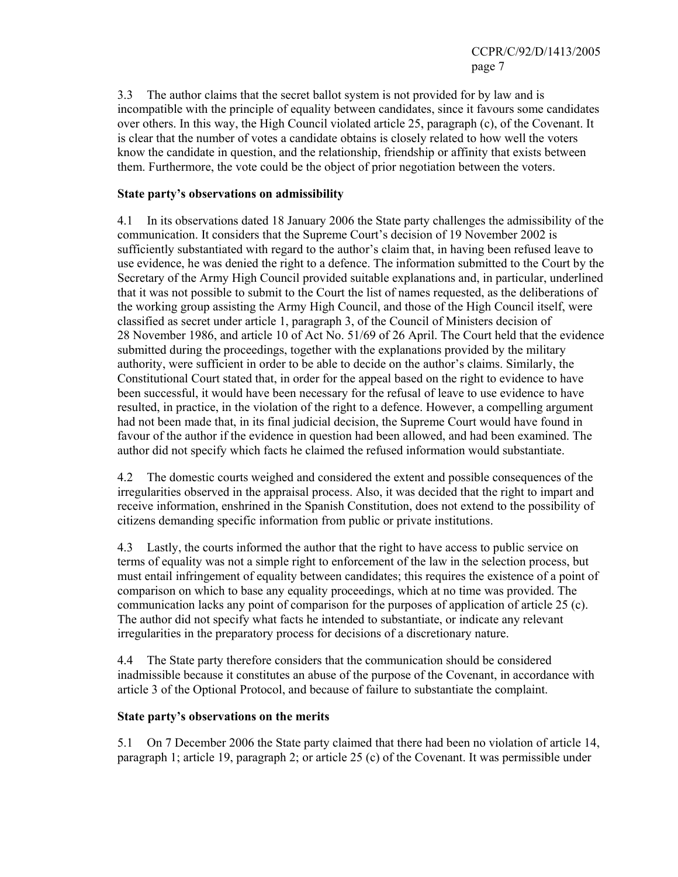3.3 The author claims that the secret ballot system is not provided for by law and is incompatible with the principle of equality between candidates, since it favours some candidates over others. In this way, the High Council violated article 25, paragraph (c), of the Covenant. It is clear that the number of votes a candidate obtains is closely related to how well the voters know the candidate in question, and the relationship, friendship or affinity that exists between them. Furthermore, the vote could be the object of prior negotiation between the voters.

**State party's observations on admissibility**

4.1 In its observations dated 18 January 2006 the State party challenges the admissibility of the communication. It considers that the Supreme Court's decision of 19 November 2002 is sufficiently substantiated with regard to the author's claim that, in having been refused leave to use evidence, he was denied the right to a defence. The information submitted to the Court by the Secretary of the Army High Council provided suitable explanations and, in particular, underlined that it was not possible to submit to the Court the list of names requested, as the deliberations of the working group assisting the Army High Council, and those of the High Council itself, were classified as secret under article 1, paragraph 3, of the Council of Ministers decision of 28 November 1986, and article 10 of Act No. 51/69 of 26 April. The Court held that the evidence submitted during the proceedings, together with the explanations provided by the military authority, were sufficient in order to be able to decide on the author's claims. Similarly, the Constitutional Court stated that, in order for the appeal based on the right to evidence to have been successful, it would have been necessary for the refusal of leave to use evidence to have resulted, in practice, in the violation of the right to a defence. However, a compelling argument had not been made that, in its final judicial decision, the Supreme Court would have found in favour of the author if the evidence in question had been allowed, and had been examined. The author did not specify which facts he claimed the refused information would substantiate.

4.2 The domestic courts weighed and considered the extent and possible consequences of the irregularities observed in the appraisal process. Also, it was decided that the right to impart and receive information, enshrined in the Spanish Constitution, does not extend to the possibility of citizens demanding specific information from public or private institutions.

4.3 Lastly, the courts informed the author that the right to have access to public service on terms of equality was not a simple right to enforcement of the law in the selection process, but must entail infringement of equality between candidates; this requires the existence of a point of comparison on which to base any equality proceedings, which at no time was provided. The communication lacks any point of comparison for the purposes of application of article 25 (c). The author did not specify what facts he intended to substantiate, or indicate any relevant irregularities in the preparatory process for decisions of a discretionary nature.

4.4 The State party therefore considers that the communication should be considered inadmissible because it constitutes an abuse of the purpose of the Covenant, in accordance with article 3 of the Optional Protocol, and because of failure to substantiate the complaint.

**State party's observations on the merits**

5.1 On 7 December 2006 the State party claimed that there had been no violation of article 14, paragraph 1; article 19, paragraph 2; or article 25 (c) of the Covenant. It was permissible under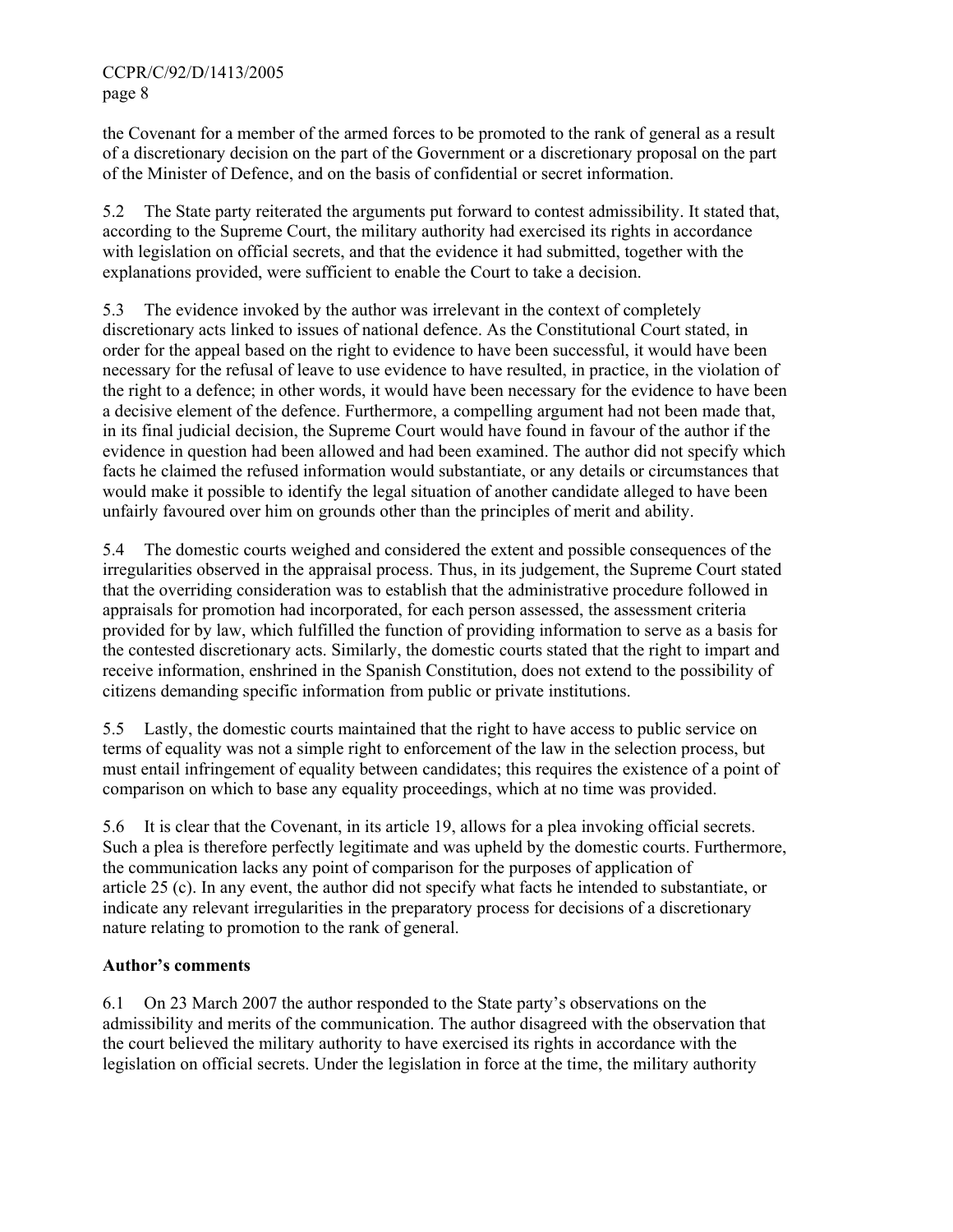the Covenant for a member of the armed forces to be promoted to the rank of general as a result of a discretionary decision on the part of the Government or a discretionary proposal on the part of the Minister of Defence, and on the basis of confidential or secret information.

5.2 The State party reiterated the arguments put forward to contest admissibility. It stated that, according to the Supreme Court, the military authority had exercised its rights in accordance with legislation on official secrets, and that the evidence it had submitted, together with the explanations provided, were sufficient to enable the Court to take a decision.

5.3 The evidence invoked by the author was irrelevant in the context of completely discretionary acts linked to issues of national defence. As the Constitutional Court stated, in order for the appeal based on the right to evidence to have been successful, it would have been necessary for the refusal of leave to use evidence to have resulted, in practice, in the violation of the right to a defence; in other words, it would have been necessary for the evidence to have been a decisive element of the defence. Furthermore, a compelling argument had not been made that, in its final judicial decision, the Supreme Court would have found in favour of the author if the evidence in question had been allowed and had been examined. The author did not specify which facts he claimed the refused information would substantiate, or any details or circumstances that would make it possible to identify the legal situation of another candidate alleged to have been unfairly favoured over him on grounds other than the principles of merit and ability.

5.4 The domestic courts weighed and considered the extent and possible consequences of the irregularities observed in the appraisal process. Thus, in its judgement, the Supreme Court stated that the overriding consideration was to establish that the administrative procedure followed in appraisals for promotion had incorporated, for each person assessed, the assessment criteria provided for by law, which fulfilled the function of providing information to serve as a basis for the contested discretionary acts. Similarly, the domestic courts stated that the right to impart and receive information, enshrined in the Spanish Constitution, does not extend to the possibility of citizens demanding specific information from public or private institutions.

5.5 Lastly, the domestic courts maintained that the right to have access to public service on terms of equality was not a simple right to enforcement of the law in the selection process, but must entail infringement of equality between candidates; this requires the existence of a point of comparison on which to base any equality proceedings, which at no time was provided.

5.6 It is clear that the Covenant, in its article 19, allows for a plea invoking official secrets. Such a plea is therefore perfectly legitimate and was upheld by the domestic courts. Furthermore, the communication lacks any point of comparison for the purposes of application of article 25 (c). In any event, the author did not specify what facts he intended to substantiate, or indicate any relevant irregularities in the preparatory process for decisions of a discretionary nature relating to promotion to the rank of general.

**Author's comments**

6.1 On 23 March 2007 the author responded to the State party's observations on the admissibility and merits of the communication. The author disagreed with the observation that the court believed the military authority to have exercised its rights in accordance with the legislation on official secrets. Under the legislation in force at the time, the military authority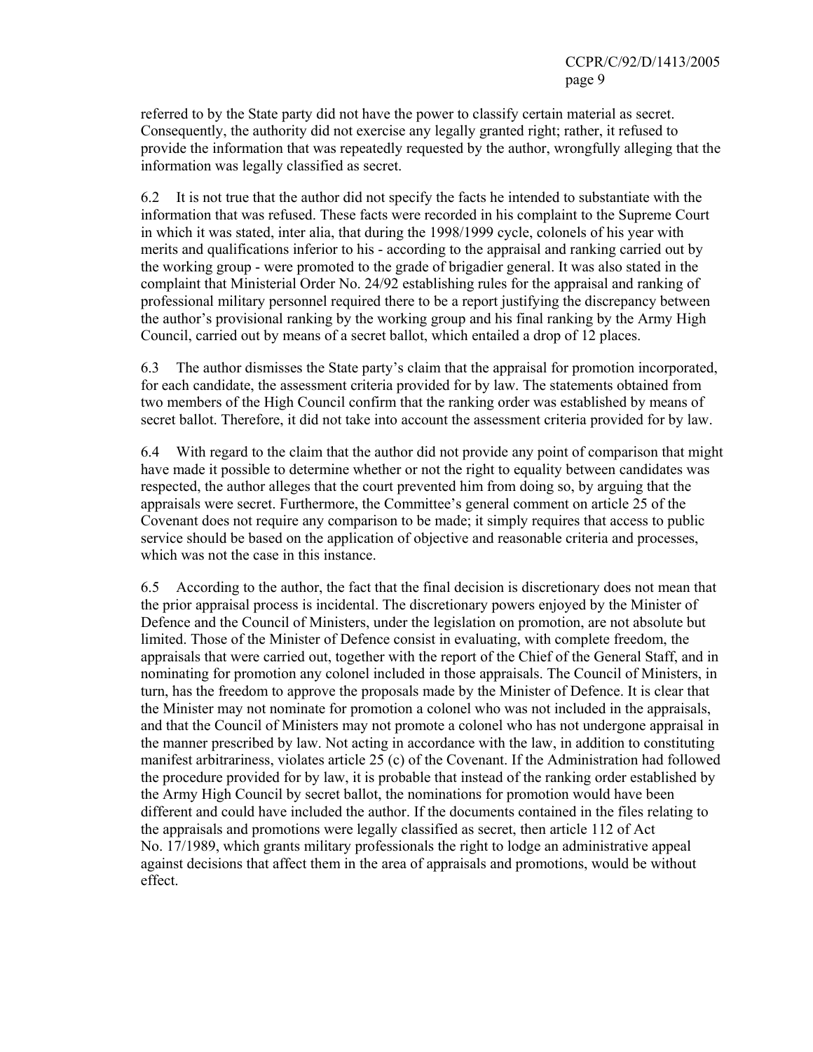referred to by the State party did not have the power to classify certain material as secret. Consequently, the authority did not exercise any legally granted right; rather, it refused to provide the information that was repeatedly requested by the author, wrongfully alleging that the information was legally classified as secret.

6.2 It is not true that the author did not specify the facts he intended to substantiate with the information that was refused. These facts were recorded in his complaint to the Supreme Court in which it was stated, inter alia, that during the 1998/1999 cycle, colonels of his year with merits and qualifications inferior to his - according to the appraisal and ranking carried out by the working group - were promoted to the grade of brigadier general. It was also stated in the complaint that Ministerial Order No. 24/92 establishing rules for the appraisal and ranking of professional military personnel required there to be a report justifying the discrepancy between the author's provisional ranking by the working group and his final ranking by the Army High Council, carried out by means of a secret ballot, which entailed a drop of 12 places.

6.3 The author dismisses the State party's claim that the appraisal for promotion incorporated, for each candidate, the assessment criteria provided for by law. The statements obtained from two members of the High Council confirm that the ranking order was established by means of secret ballot. Therefore, it did not take into account the assessment criteria provided for by law.

6.4 With regard to the claim that the author did not provide any point of comparison that might have made it possible to determine whether or not the right to equality between candidates was respected, the author alleges that the court prevented him from doing so, by arguing that the appraisals were secret. Furthermore, the Committee's general comment on article 25 of the Covenant does not require any comparison to be made; it simply requires that access to public service should be based on the application of objective and reasonable criteria and processes, which was not the case in this instance.

6.5 According to the author, the fact that the final decision is discretionary does not mean that the prior appraisal process is incidental. The discretionary powers enjoyed by the Minister of Defence and the Council of Ministers, under the legislation on promotion, are not absolute but limited. Those of the Minister of Defence consist in evaluating, with complete freedom, the appraisals that were carried out, together with the report of the Chief of the General Staff, and in nominating for promotion any colonel included in those appraisals. The Council of Ministers, in turn, has the freedom to approve the proposals made by the Minister of Defence. It is clear that the Minister may not nominate for promotion a colonel who was not included in the appraisals, and that the Council of Ministers may not promote a colonel who has not undergone appraisal in the manner prescribed by law. Not acting in accordance with the law, in addition to constituting manifest arbitrariness, violates article 25 (c) of the Covenant. If the Administration had followed the procedure provided for by law, it is probable that instead of the ranking order established by the Army High Council by secret ballot, the nominations for promotion would have been different and could have included the author. If the documents contained in the files relating to the appraisals and promotions were legally classified as secret, then article 112 of Act No. 17/1989, which grants military professionals the right to lodge an administrative appeal against decisions that affect them in the area of appraisals and promotions, would be without effect.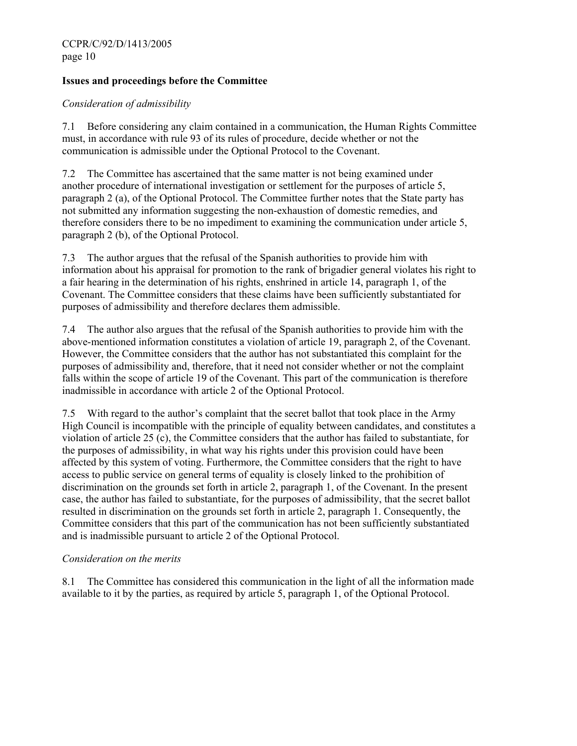**Issues and proceedings before the Committee**

*Consideration of admissibility*

7.1 Before considering any claim contained in a communication, the Human Rights Committee must, in accordance with rule 93 of its rules of procedure, decide whether or not the communication is admissible under the Optional Protocol to the Covenant.

7.2 The Committee has ascertained that the same matter is not being examined under another procedure of international investigation or settlement for the purposes of article 5, paragraph 2 (a), of the Optional Protocol. The Committee further notes that the State party has not submitted any information suggesting the non-exhaustion of domestic remedies, and therefore considers there to be no impediment to examining the communication under article 5, paragraph 2 (b), of the Optional Protocol.

7.3 The author argues that the refusal of the Spanish authorities to provide him with information about his appraisal for promotion to the rank of brigadier general violates his right to a fair hearing in the determination of his rights, enshrined in article 14, paragraph 1, of the Covenant. The Committee considers that these claims have been sufficiently substantiated for purposes of admissibility and therefore declares them admissible.

7.4 The author also argues that the refusal of the Spanish authorities to provide him with the above-mentioned information constitutes a violation of article 19, paragraph 2, of the Covenant. However, the Committee considers that the author has not substantiated this complaint for the purposes of admissibility and, therefore, that it need not consider whether or not the complaint falls within the scope of article 19 of the Covenant. This part of the communication is therefore inadmissible in accordance with article 2 of the Optional Protocol.

7.5 With regard to the author's complaint that the secret ballot that took place in the Army High Council is incompatible with the principle of equality between candidates, and constitutes a violation of article 25 (c), the Committee considers that the author has failed to substantiate, for the purposes of admissibility, in what way his rights under this provision could have been affected by this system of voting. Furthermore, the Committee considers that the right to have access to public service on general terms of equality is closely linked to the prohibition of discrimination on the grounds set forth in article 2, paragraph 1, of the Covenant. In the present case, the author has failed to substantiate, for the purposes of admissibility, that the secret ballot resulted in discrimination on the grounds set forth in article 2, paragraph 1. Consequently, the Committee considers that this part of the communication has not been sufficiently substantiated and is inadmissible pursuant to article 2 of the Optional Protocol.

*Consideration on the merits*

8.1 The Committee has considered this communication in the light of all the information made available to it by the parties, as required by article 5, paragraph 1, of the Optional Protocol.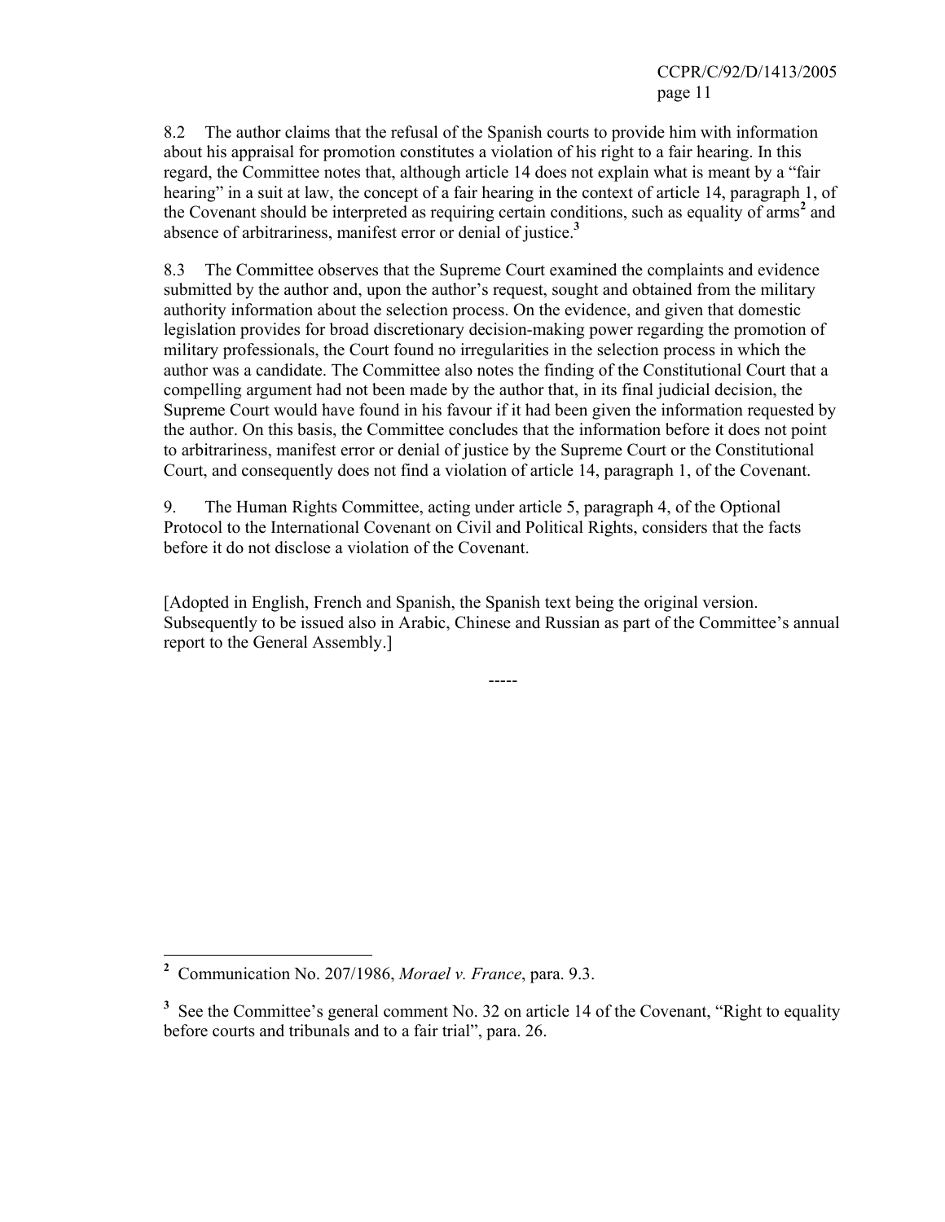8.2 The author claims that the refusal of the Spanish courts to provide him with information about his appraisal for promotion constitutes a violation of his right to a fair hearing. In this regard, the Committee notes that, although article 14 does not explain what is meant by a "fair hearing" in a suit at law, the concept of a fair hearing in the context of article 14, paragraph 1, of the Covenant should be interpreted as requiring certain conditions, such as equality of arms[2] and absence of arbitrariness, manifest error or denial of justice.[3]

8.3 The Committee observes that the Supreme Court examined the complaints and evidence submitted by the author and, upon the author's request, sought and obtained from the military authority information about the selection process. On the evidence, and given that domestic legislation provides for broad discretionary decision-making power regarding the promotion of military professionals, the Court found no irregularities in the selection process in which the author was a candidate. The Committee also notes the finding of the Constitutional Court that a compelling argument had not been made by the author that, in its final judicial decision, the Supreme Court would have found in his favour if it had been given the information requested by the author. On this basis, the Committee concludes that the information before it does not point to arbitrariness, manifest error or denial of justice by the Supreme Court or the Constitutional Court, and consequently does not find a violation of article 14, paragraph 1, of the Covenant.

9. The Human Rights Committee, acting under article 5, paragraph 4, of the Optional Protocol to the International Covenant on Civil and Political Rights, considers that the facts before it do not disclose a violation of the Covenant.

[Adopted in English, French and Spanish, the Spanish text being the original version. Subsequently to be issued also in Arabic, Chinese and Russian as part of the Committee's annual report to the General Assembly.]

-----

[2] Communication No. 207/1986, *Morael v. France*, para. 9.3.

[3] See the Committee's general comment No. 32 on article 14 of the Covenant, "Right to equality before courts and tribunals and to a fair trial", para. 26.